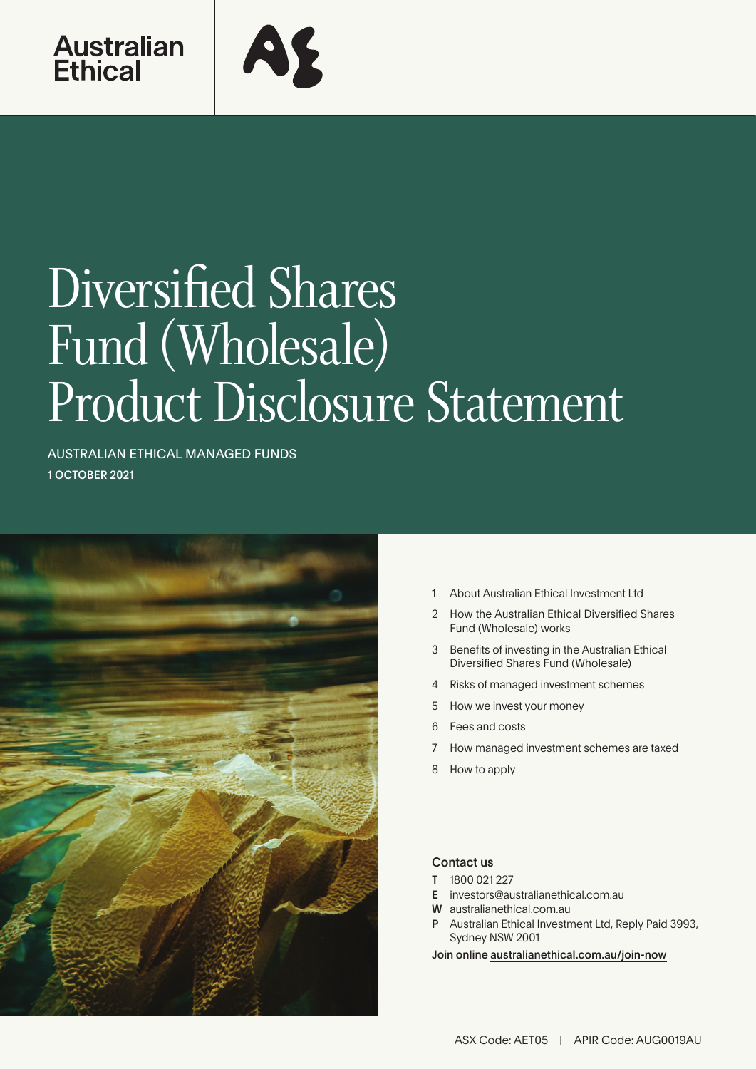Australian Ethical

# Diversified Shares Fund (Wholesale) Product Disclosure Statement

AUSTRALIAN ETHICAL MANAGED FUNDS

**1 OCTOBER 2021**

1. About Australian Ethical Investment Ltd
2. How the Australian Ethical Diversified Shares Fund (Wholesale) works
3. Benefits of investing in the Australian Ethical Diversified Shares Fund (Wholesale)
4. Risks of managed investment schemes
5. How we invest your money
6. Fees and costs
7. How managed investment schemes are taxed
8. How to apply

### Contact us

**T** 1800 021 227
**E** investors@australianethical.com.au
**W** australianethical.com.au
**P** Australian Ethical Investment Ltd, Reply Paid 3993, Sydney NSW 2001

**Join online** australianethical.com.au/join-now

ASX Code: AET05 | APIR Code: AUG0019AU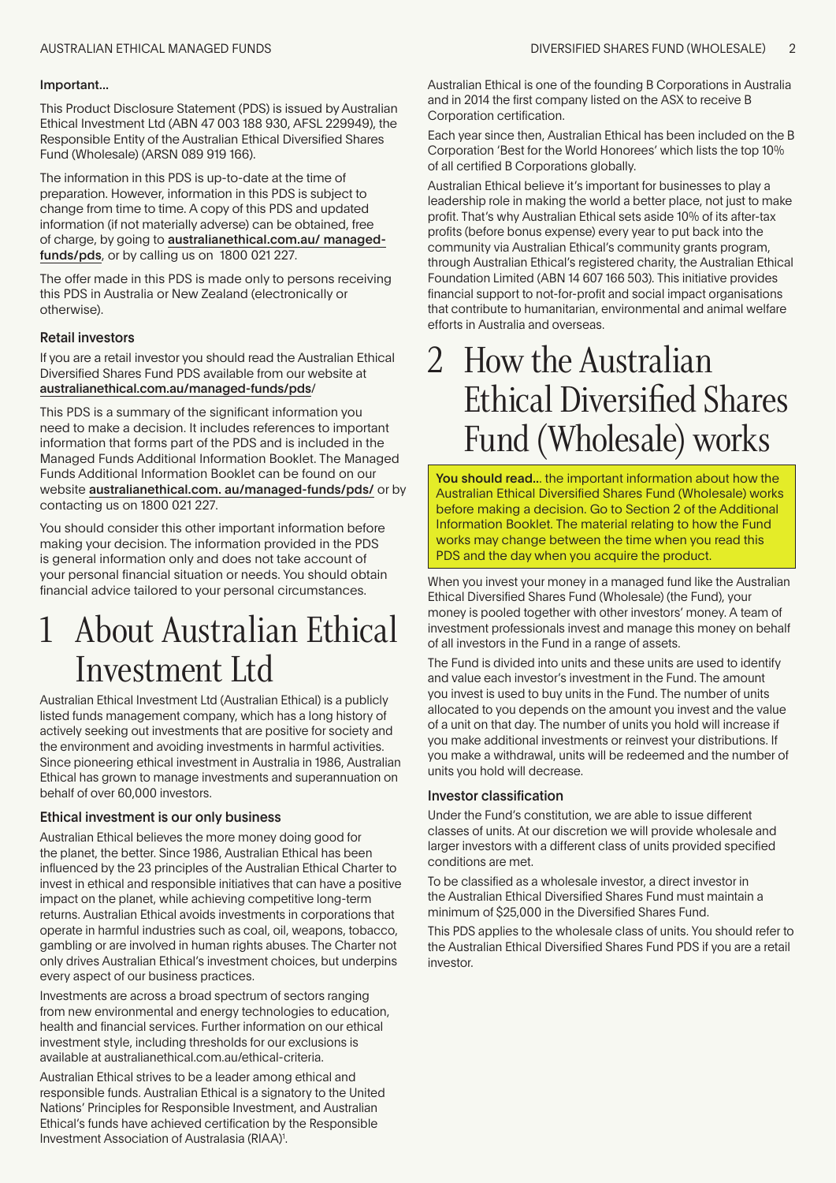**Important…**

This Product Disclosure Statement (PDS) is issued by Australian Ethical Investment Ltd (ABN 47 003 188 930, AFSL 229949), the Responsible Entity of the Australian Ethical Diversified Shares Fund (Wholesale) (ARSN 089 919 166).

The information in this PDS is up-to-date at the time of preparation. However, information in this PDS is subject to change from time to time. A copy of this PDS and updated information (if not materially adverse) can be obtained, free of charge, by going to **australianethical.com.au/ managed-funds/pds**, or by calling us on 1800 021 227.

The offer made in this PDS is made only to persons receiving this PDS in Australia or New Zealand (electronically or otherwise).

**Retail investors**

If you are a retail investor you should read the Australian Ethical Diversified Shares Fund PDS available from our website at **australianethical.com.au/managed-funds/pds/**

This PDS is a summary of the significant information you need to make a decision. It includes references to important information that forms part of the PDS and is included in the Managed Funds Additional Information Booklet. The Managed Funds Additional Information Booklet can be found on our website **australianethical.com. au/managed-funds/pds/** or by contacting us on 1800 021 227.

You should consider this other important information before making your decision. The information provided in the PDS is general information only and does not take account of your personal financial situation or needs. You should obtain financial advice tailored to your personal circumstances.

# 1 About Australian Ethical Investment Ltd

Australian Ethical Investment Ltd (Australian Ethical) is a publicly listed funds management company, which has a long history of actively seeking out investments that are positive for society and the environment and avoiding investments in harmful activities. Since pioneering ethical investment in Australia in 1986, Australian Ethical has grown to manage investments and superannuation on behalf of over 60,000 investors.

**Ethical investment is our only business**

Australian Ethical believes the more money doing good for the planet, the better. Since 1986, Australian Ethical has been influenced by the 23 principles of the Australian Ethical Charter to invest in ethical and responsible initiatives that can have a positive impact on the planet, while achieving competitive long-term returns. Australian Ethical avoids investments in corporations that operate in harmful industries such as coal, oil, weapons, tobacco, gambling or are involved in human rights abuses. The Charter not only drives Australian Ethical's investment choices, but underpins every aspect of our business practices.

Investments are across a broad spectrum of sectors ranging from new environmental and energy technologies to education, health and financial services. Further information on our ethical investment style, including thresholds for our exclusions is available at australianethical.com.au/ethical-criteria.

Australian Ethical strives to be a leader among ethical and responsible funds. Australian Ethical is a signatory to the United Nations' Principles for Responsible Investment, and Australian Ethical's funds have achieved certification by the Responsible Investment Association of Australasia (RIAA)[1].

Australian Ethical is one of the founding B Corporations in Australia and in 2014 the first company listed on the ASX to receive B Corporation certification.

Each year since then, Australian Ethical has been included on the B Corporation 'Best for the World Honorees' which lists the top 10% of all certified B Corporations globally.

Australian Ethical believe it's important for businesses to play a leadership role in making the world a better place, not just to make profit. That's why Australian Ethical sets aside 10% of its after-tax profits (before bonus expense) every year to put back into the community via Australian Ethical's community grants program, through Australian Ethical's registered charity, the Australian Ethical Foundation Limited (ABN 14 607 166 503). This initiative provides financial support to not-for-profit and social impact organisations that contribute to humanitarian, environmental and animal welfare efforts in Australia and overseas.

# 2 How the Australian Ethical Diversified Shares Fund (Wholesale) works

**You should read…** the important information about how the Australian Ethical Diversified Shares Fund (Wholesale) works before making a decision. Go to Section 2 of the Additional Information Booklet. The material relating to how the Fund works may change between the time when you read this PDS and the day when you acquire the product.

When you invest your money in a managed fund like the Australian Ethical Diversified Shares Fund (Wholesale) (the Fund), your money is pooled together with other investors' money. A team of investment professionals invest and manage this money on behalf of all investors in the Fund in a range of assets.

The Fund is divided into units and these units are used to identify and value each investor's investment in the Fund. The amount you invest is used to buy units in the Fund. The number of units allocated to you depends on the amount you invest and the value of a unit on that day. The number of units you hold will increase if you make additional investments or reinvest your distributions. If you make a withdrawal, units will be redeemed and the number of units you hold will decrease.

**Investor classification**

Under the Fund's constitution, we are able to issue different classes of units. At our discretion we will provide wholesale and larger investors with a different class of units provided specified conditions are met.

To be classified as a wholesale investor, a direct investor in the Australian Ethical Diversified Shares Fund must maintain a minimum of $25,000 in the Diversified Shares Fund.

This PDS applies to the wholesale class of units. You should refer to the Australian Ethical Diversified Shares Fund PDS if you are a retail investor.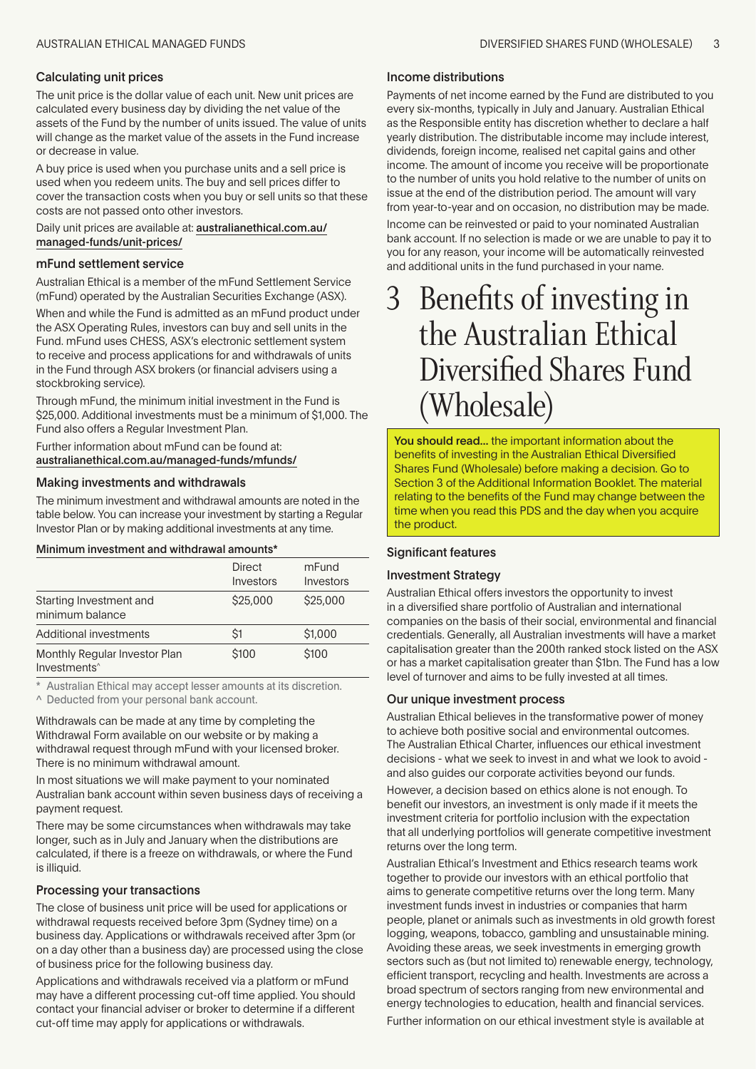### Calculating unit prices

The unit price is the dollar value of each unit. New unit prices are calculated every business day by dividing the net value of the assets of the Fund by the number of units issued. The value of units will change as the market value of the assets in the Fund increase or decrease in value.

A buy price is used when you purchase units and a sell price is used when you redeem units. The buy and sell prices differ to cover the transaction costs when you buy or sell units so that these costs are not passed onto other investors.

Daily unit prices are available at: **australianethical.com.au/managed-funds/unit-prices/**

### mFund settlement service

Australian Ethical is a member of the mFund Settlement Service (mFund) operated by the Australian Securities Exchange (ASX).

When and while the Fund is admitted as an mFund product under the ASX Operating Rules, investors can buy and sell units in the Fund. mFund uses CHESS, ASX's electronic settlement system to receive and process applications for and withdrawals of units in the Fund through ASX brokers (or financial advisers using a stockbroking service).

Through mFund, the minimum initial investment in the Fund is $25,000. Additional investments must be a minimum of $1,000. The Fund also offers a Regular Investment Plan.

Further information about mFund can be found at: **australianethical.com.au/managed-funds/mfunds/**

### Making investments and withdrawals

The minimum investment and withdrawal amounts are noted in the table below. You can increase your investment by starting a Regular Investor Plan or by making additional investments at any time.

**Minimum investment and withdrawal amounts***

| | Direct Investors | mFund Investors |
|---|---|---|
| Starting Investment and minimum balance | $25,000 | $25,000 |
| Additional investments | $1 | $1,000 |
| Monthly Regular Investor Plan Investments^ | $100 | $100 |

\* Australian Ethical may accept lesser amounts at its discretion.
^ Deducted from your personal bank account.

Withdrawals can be made at any time by completing the Withdrawal Form available on our website or by making a withdrawal request through mFund with your licensed broker. There is no minimum withdrawal amount.

In most situations we will make payment to your nominated Australian bank account within seven business days of receiving a payment request.

There may be some circumstances when withdrawals may take longer, such as in July and January when the distributions are calculated, if there is a freeze on withdrawals, or where the Fund is illiquid.

### Processing your transactions

The close of business unit price will be used for applications or withdrawal requests received before 3pm (Sydney time) on a business day. Applications or withdrawals received after 3pm (or on a day other than a business day) are processed using the close of business price for the following business day.

Applications and withdrawals received via a platform or mFund may have a different processing cut-off time applied. You should contact your financial adviser or broker to determine if a different cut-off time may apply for applications or withdrawals.

### Income distributions

Payments of net income earned by the Fund are distributed to you every six-months, typically in July and January. Australian Ethical as the Responsible entity has discretion whether to declare a half yearly distribution. The distributable income may include interest, dividends, foreign income, realised net capital gains and other income. The amount of income you receive will be proportionate to the number of units you hold relative to the number of units on issue at the end of the distribution period. The amount will vary from year-to-year and on occasion, no distribution may be made.

Income can be reinvested or paid to your nominated Australian bank account. If no selection is made or we are unable to pay it to you for any reason, your income will be automatically reinvested and additional units in the fund purchased in your name.

# 3 Benefits of investing in the Australian Ethical Diversified Shares Fund (Wholesale)

**You should read...** the important information about the benefits of investing in the Australian Ethical Diversified Shares Fund (Wholesale) before making a decision. Go to Section 3 of the Additional Information Booklet. The material relating to the benefits of the Fund may change between the time when you read this PDS and the day when you acquire the product.

### Significant features

### Investment Strategy

Australian Ethical offers investors the opportunity to invest in a diversified share portfolio of Australian and international companies on the basis of their social, environmental and financial credentials. Generally, all Australian investments will have a market capitalisation greater than the 200th ranked stock listed on the ASX or has a market capitalisation greater than $1bn. The Fund has a low level of turnover and aims to be fully invested at all times.

### Our unique investment process

Australian Ethical believes in the transformative power of money to achieve both positive social and environmental outcomes. The Australian Ethical Charter, influences our ethical investment decisions - what we seek to invest in and what we look to avoid - and also guides our corporate activities beyond our funds.

However, a decision based on ethics alone is not enough. To benefit our investors, an investment is only made if it meets the investment criteria for portfolio inclusion with the expectation that all underlying portfolios will generate competitive investment returns over the long term.

Australian Ethical's Investment and Ethics research teams work together to provide our investors with an ethical portfolio that aims to generate competitive returns over the long term. Many investment funds invest in industries or companies that harm people, planet or animals such as investments in old growth forest logging, weapons, tobacco, gambling and unsustainable mining. Avoiding these areas, we seek investments in emerging growth sectors such as (but not limited to) renewable energy, technology, efficient transport, recycling and health. Investments are across a broad spectrum of sectors ranging from new environmental and energy technologies to education, health and financial services.

Further information on our ethical investment style is available at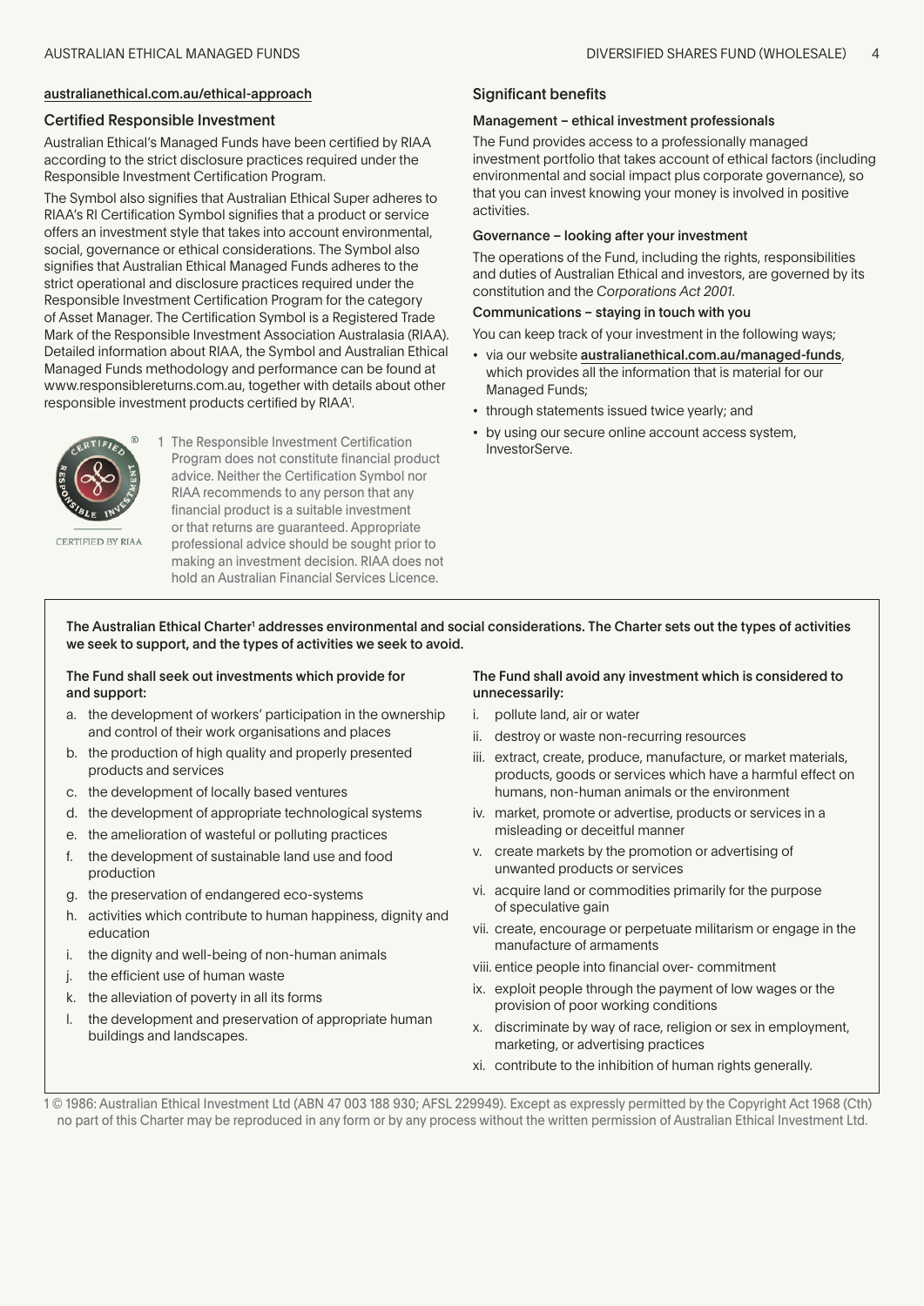australianethical.com.au/ethical-approach

## Certified Responsible Investment

Australian Ethical's Managed Funds have been certified by RIAA according to the strict disclosure practices required under the Responsible Investment Certification Program.

The Symbol also signifies that Australian Ethical Super adheres to RIAA's RI Certification Symbol signifies that a product or service offers an investment style that takes into account environmental, social, governance or ethical considerations. The Symbol also signifies that Australian Ethical Managed Funds adheres to the strict operational and disclosure practices required under the Responsible Investment Certification Program for the category of Asset Manager. The Certification Symbol is a Registered Trade Mark of the Responsible Investment Association Australasia (RIAA). Detailed information about RIAA, the Symbol and Australian Ethical Managed Funds methodology and performance can be found at www.responsiblereturns.com.au, together with details about other responsible investment products certified by RIAA[1].

CERTIFIED BY RIAA

1 The Responsible Investment Certification Program does not constitute financial product advice. Neither the Certification Symbol nor RIAA recommends to any person that any financial product is a suitable investment or that returns are guaranteed. Appropriate professional advice should be sought prior to making an investment decision. RIAA does not hold an Australian Financial Services Licence.

## Significant benefits

### Management – ethical investment professionals

The Fund provides access to a professionally managed investment portfolio that takes account of ethical factors (including environmental and social impact plus corporate governance), so that you can invest knowing your money is involved in positive activities.

### Governance – looking after your investment

The operations of the Fund, including the rights, responsibilities and duties of Australian Ethical and investors, are governed by its constitution and the *Corporations Act 2001*.

### Communications – staying in touch with you

You can keep track of your investment in the following ways;

- via our website **australianethical.com.au/managed-funds**, which provides all the information that is material for our Managed Funds;
- through statements issued twice yearly; and
- by using our secure online account access system, InvestorServe.

**The Australian Ethical Charter[1] addresses environmental and social considerations. The Charter sets out the types of activities we seek to support, and the types of activities we seek to avoid.**

**The Fund shall seek out investments which provide for and support:**

a. the development of workers' participation in the ownership and control of their work organisations and places
b. the production of high quality and properly presented products and services
c. the development of locally based ventures
d. the development of appropriate technological systems
e. the amelioration of wasteful or polluting practices
f. the development of sustainable land use and food production
g. the preservation of endangered eco-systems
h. activities which contribute to human happiness, dignity and education
i. the dignity and well-being of non-human animals
j. the efficient use of human waste
k. the alleviation of poverty in all its forms
l. the development and preservation of appropriate human buildings and landscapes.

**The Fund shall avoid any investment which is considered to unnecessarily:**

i. pollute land, air or water
ii. destroy or waste non-recurring resources
iii. extract, create, produce, manufacture, or market materials, products, goods or services which have a harmful effect on humans, non-human animals or the environment
iv. market, promote or advertise, products or services in a misleading or deceitful manner
v. create markets by the promotion or advertising of unwanted products or services
vi. acquire land or commodities primarily for the purpose of speculative gain
vii. create, encourage or perpetuate militarism or engage in the manufacture of armaments
viii. entice people into financial over- commitment
ix. exploit people through the payment of low wages or the provision of poor working conditions
x. discriminate by way of race, religion or sex in employment, marketing, or advertising practices
xi. contribute to the inhibition of human rights generally.

1 © 1986: Australian Ethical Investment Ltd (ABN 47 003 188 930; AFSL 229949). Except as expressly permitted by the Copyright Act 1968 (Cth) no part of this Charter may be reproduced in any form or by any process without the written permission of Australian Ethical Investment Ltd.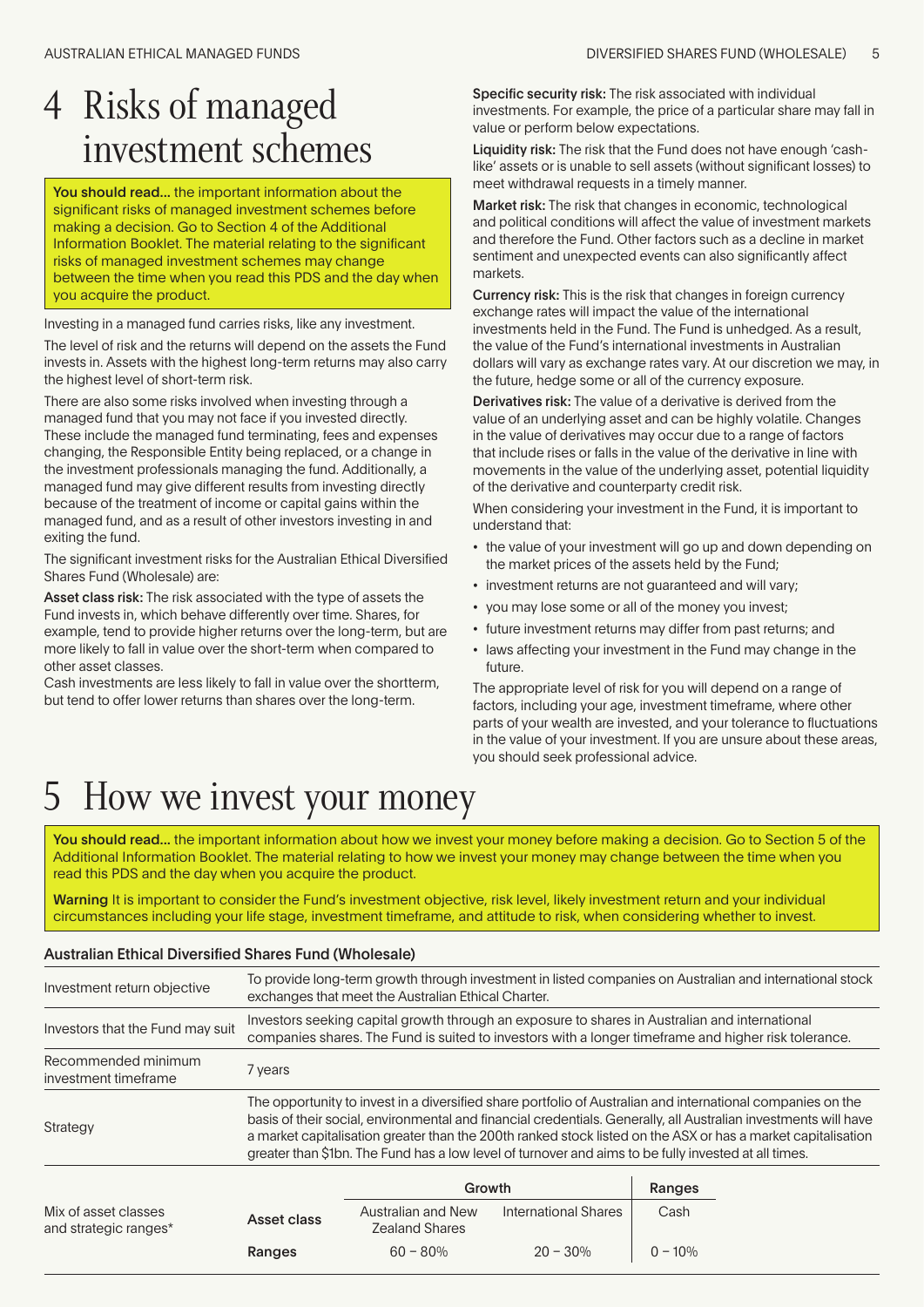# 4 Risks of managed investment schemes

**You should read...** the important information about the significant risks of managed investment schemes before making a decision. Go to Section 4 of the Additional Information Booklet. The material relating to the significant risks of managed investment schemes may change between the time when you read this PDS and the day when you acquire the product.

Investing in a managed fund carries risks, like any investment.

The level of risk and the returns will depend on the assets the Fund invests in. Assets with the highest long-term returns may also carry the highest level of short-term risk.

There are also some risks involved when investing through a managed fund that you may not face if you invested directly. These include the managed fund terminating, fees and expenses changing, the Responsible Entity being replaced, or a change in the investment professionals managing the fund. Additionally, a managed fund may give different results from investing directly because of the treatment of income or capital gains within the managed fund, and as a result of other investors investing in and exiting the fund.

The significant investment risks for the Australian Ethical Diversified Shares Fund (Wholesale) are:

**Asset class risk:** The risk associated with the type of assets the Fund invests in, which behave differently over time. Shares, for example, tend to provide higher returns over the long-term, but are more likely to fall in value over the short-term when compared to other asset classes.
Cash investments are less likely to fall in value over the shortterm, but tend to offer lower returns than shares over the long-term.

**Specific security risk:** The risk associated with individual investments. For example, the price of a particular share may fall in value or perform below expectations.

**Liquidity risk:** The risk that the Fund does not have enough 'cash-like' assets or is unable to sell assets (without significant losses) to meet withdrawal requests in a timely manner.

**Market risk:** The risk that changes in economic, technological and political conditions will affect the value of investment markets and therefore the Fund. Other factors such as a decline in market sentiment and unexpected events can also significantly affect markets.

**Currency risk:** This is the risk that changes in foreign currency exchange rates will impact the value of the international investments held in the Fund. The Fund is unhedged. As a result, the value of the Fund's international investments in Australian dollars will vary as exchange rates vary. At our discretion we may, in the future, hedge some or all of the currency exposure.

**Derivatives risk:** The value of a derivative is derived from the value of an underlying asset and can be highly volatile. Changes in the value of derivatives may occur due to a range of factors that include rises or falls in the value of the derivative in line with movements in the value of the underlying asset, potential liquidity of the derivative and counterparty credit risk.

When considering your investment in the Fund, it is important to understand that:

- the value of your investment will go up and down depending on the market prices of the assets held by the Fund;
- investment returns are not guaranteed and will vary;
- you may lose some or all of the money you invest;
- future investment returns may differ from past returns; and
- laws affecting your investment in the Fund may change in the future.

The appropriate level of risk for you will depend on a range of factors, including your age, investment timeframe, where other parts of your wealth are invested, and your tolerance to fluctuations in the value of your investment. If you are unsure about these areas, you should seek professional advice.

# 5 How we invest your money

**You should read...** the important information about how we invest your money before making a decision. Go to Section 5 of the Additional Information Booklet. The material relating to how we invest your money may change between the time when you read this PDS and the day when you acquire the product.

**Warning** It is important to consider the Fund's investment objective, risk level, likely investment return and your individual circumstances including your life stage, investment timeframe, and attitude to risk, when considering whether to invest.

**Australian Ethical Diversified Shares Fund (Wholesale)**

| | |
|---|---|
| Investment return objective | To provide long-term growth through investment in listed companies on Australian and international stock exchanges that meet the Australian Ethical Charter. |
| Investors that the Fund may suit | Investors seeking capital growth through an exposure to shares in Australian and international companies shares. The Fund is suited to investors with a longer timeframe and higher risk tolerance. |
| Recommended minimum investment timeframe | 7 years |
| Strategy | The opportunity to invest in a diversified share portfolio of Australian and international companies on the basis of their social, environmental and financial credentials. Generally, all Australian investments will have a market capitalisation greater than the 200th ranked stock listed on the ASX or has a market capitalisation greater than $1bn. The Fund has a low level of turnover and aims to be fully invested at all times. |

| Mix of asset classes and strategic ranges* | | Growth | | Ranges |
|---|---|---|---|---|
| | **Asset class** | Australian and New Zealand Shares | International Shares | Cash |
| | **Ranges** | 60 – 80% | 20 – 30% | 0 – 10% |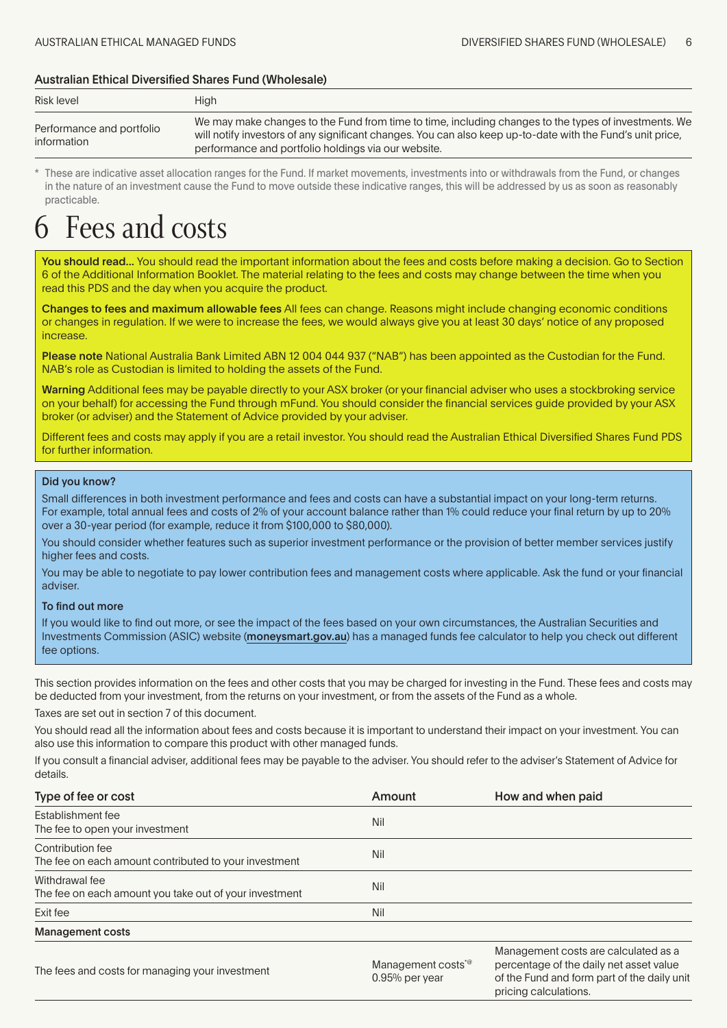### Australian Ethical Diversified Shares Fund (Wholesale)

| | |
|---|---|
| Risk level | High |
| Performance and portfolio information | We may make changes to the Fund from time to time, including changes to the types of investments. We will notify investors of any significant changes. You can also keep up-to-date with the Fund's unit price, performance and portfolio holdings via our website. |

\* These are indicative asset allocation ranges for the Fund. If market movements, investments into or withdrawals from the Fund, or changes in the nature of an investment cause the Fund to move outside these indicative ranges, this will be addressed by us as soon as reasonably practicable.

# 6 Fees and costs

**You should read...** You should read the important information about the fees and costs before making a decision. Go to Section 6 of the Additional Information Booklet. The material relating to the fees and costs may change between the time when you read this PDS and the day when you acquire the product.

**Changes to fees and maximum allowable fees** All fees can change. Reasons might include changing economic conditions or changes in regulation. If we were to increase the fees, we would always give you at least 30 days' notice of any proposed increase.

**Please note** National Australia Bank Limited ABN 12 004 044 937 ("NAB") has been appointed as the Custodian for the Fund. NAB's role as Custodian is limited to holding the assets of the Fund.

**Warning** Additional fees may be payable directly to your ASX broker (or your financial adviser who uses a stockbroking service on your behalf) for accessing the Fund through mFund. You should consider the financial services guide provided by your ASX broker (or adviser) and the Statement of Advice provided by your adviser.

Different fees and costs may apply if you are a retail investor. You should read the Australian Ethical Diversified Shares Fund PDS for further information.

**Did you know?**

Small differences in both investment performance and fees and costs can have a substantial impact on your long-term returns. For example, total annual fees and costs of 2% of your account balance rather than 1% could reduce your final return by up to 20% over a 30-year period (for example, reduce it from $100,000 to $80,000).

You should consider whether features such as superior investment performance or the provision of better member services justify higher fees and costs.

You may be able to negotiate to pay lower contribution fees and management costs where applicable. Ask the fund or your financial adviser.

**To find out more**

If you would like to find out more, or see the impact of the fees based on your own circumstances, the Australian Securities and Investments Commission (ASIC) website (**moneysmart.gov.au**) has a managed funds fee calculator to help you check out different fee options.

This section provides information on the fees and other costs that you may be charged for investing in the Fund. These fees and costs may be deducted from your investment, from the returns on your investment, or from the assets of the Fund as a whole.

Taxes are set out in section 7 of this document.

You should read all the information about fees and costs because it is important to understand their impact on your investment. You can also use this information to compare this product with other managed funds.

If you consult a financial adviser, additional fees may be payable to the adviser. You should refer to the adviser's Statement of Advice for details.

| Type of fee or cost | Amount | How and when paid |
|---|---|---|
| Establishment fee<br>The fee to open your investment | Nil | |
| Contribution fee<br>The fee on each amount contributed to your investment | Nil | |
| Withdrawal fee<br>The fee on each amount you take out of your investment | Nil | |
| Exit fee | Nil | |
| **Management costs** | | |
| The fees and costs for managing your investment | Management costs*@<br>0.95% per year | Management costs are calculated as a percentage of the daily net asset value of the Fund and form part of the daily unit pricing calculations. |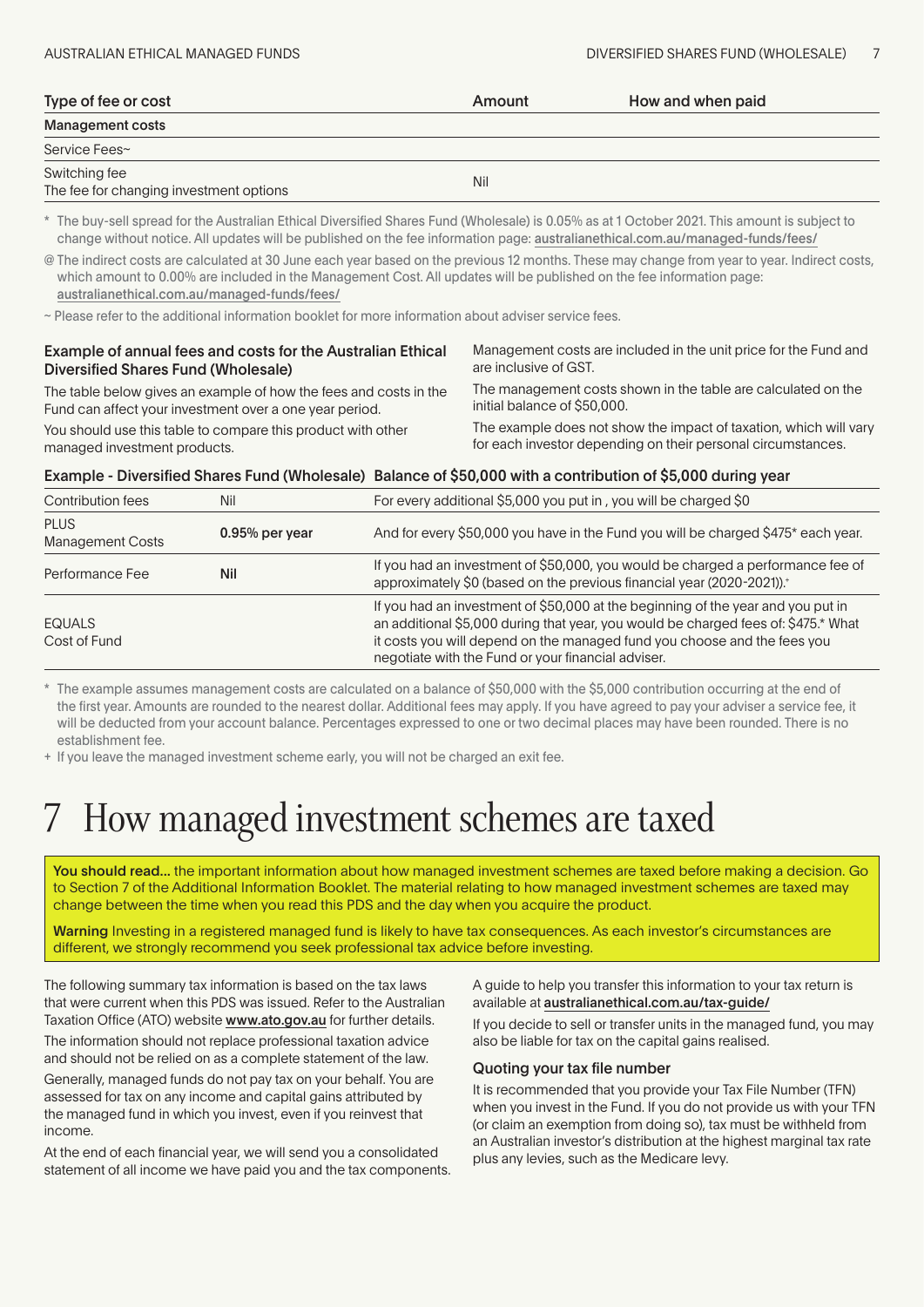| Type of fee or cost | Amount | How and when paid |
|---|---|---|
| **Management costs** | | |
| Service Fees~ | | |
| Switching fee<br>The fee for changing investment options | Nil | |

\* The buy-sell spread for the Australian Ethical Diversified Shares Fund (Wholesale) is 0.05% as at 1 October 2021. This amount is subject to change without notice. All updates will be published on the fee information page: australianethical.com.au/managed-funds/fees/

@ The indirect costs are calculated at 30 June each year based on the previous 12 months. These may change from year to year. Indirect costs, which amount to 0.00% are included in the Management Cost. All updates will be published on the fee information page: australianethical.com.au/managed-funds/fees/

~ Please refer to the additional information booklet for more information about adviser service fees.

### Example of annual fees and costs for the Australian Ethical Diversified Shares Fund (Wholesale)

The table below gives an example of how the fees and costs in the Fund can affect your investment over a one year period.

You should use this table to compare this product with other managed investment products.

Management costs are included in the unit price for the Fund and are inclusive of GST.

The management costs shown in the table are calculated on the initial balance of $50,000.

The example does not show the impact of taxation, which will vary for each investor depending on their personal circumstances.

| Example - Diversified Shares Fund (Wholesale) | | Balance of $50,000 with a contribution of $5,000 during year |
|---|---|---|
| Contribution fees | Nil | For every additional $5,000 you put in , you will be charged $0 |
| PLUS<br>Management Costs | **0.95% per year** | And for every $50,000 you have in the Fund you will be charged $475* each year. |
| Performance Fee | **Nil** | If you had an investment of $50,000, you would be charged a performance fee of approximately $0 (based on the previous financial year (2020-2021)).+ |
| EQUALS<br>Cost of Fund | | If you had an investment of $50,000 at the beginning of the year and you put in an additional $5,000 during that year, you would be charged fees of: $475.* What it costs you will depend on the managed fund you choose and the fees you negotiate with the Fund or your financial adviser. |

\* The example assumes management costs are calculated on a balance of $50,000 with the $5,000 contribution occurring at the end of the first year. Amounts are rounded to the nearest dollar. Additional fees may apply. If you have agreed to pay your adviser a service fee, it will be deducted from your account balance. Percentages expressed to one or two decimal places may have been rounded. There is no establishment fee.

+ If you leave the managed investment scheme early, you will not be charged an exit fee.

# 7 How managed investment schemes are taxed

**You should read...** the important information about how managed investment schemes are taxed before making a decision. Go to Section 7 of the Additional Information Booklet. The material relating to how managed investment schemes are taxed may change between the time when you read this PDS and the day when you acquire the product.

**Warning** Investing in a registered managed fund is likely to have tax consequences. As each investor's circumstances are different, we strongly recommend you seek professional tax advice before investing.

The following summary tax information is based on the tax laws that were current when this PDS was issued. Refer to the Australian Taxation Office (ATO) website **www.ato.gov.au** for further details.

The information should not replace professional taxation advice and should not be relied on as a complete statement of the law.

Generally, managed funds do not pay tax on your behalf. You are assessed for tax on any income and capital gains attributed by the managed fund in which you invest, even if you reinvest that income.

At the end of each financial year, we will send you a consolidated statement of all income we have paid you and the tax components.

A guide to help you transfer this information to your tax return is available at **australianethical.com.au/tax-guide/**

If you decide to sell or transfer units in the managed fund, you may also be liable for tax on the capital gains realised.

### Quoting your tax file number

It is recommended that you provide your Tax File Number (TFN) when you invest in the Fund. If you do not provide us with your TFN (or claim an exemption from doing so), tax must be withheld from an Australian investor's distribution at the highest marginal tax rate plus any levies, such as the Medicare levy.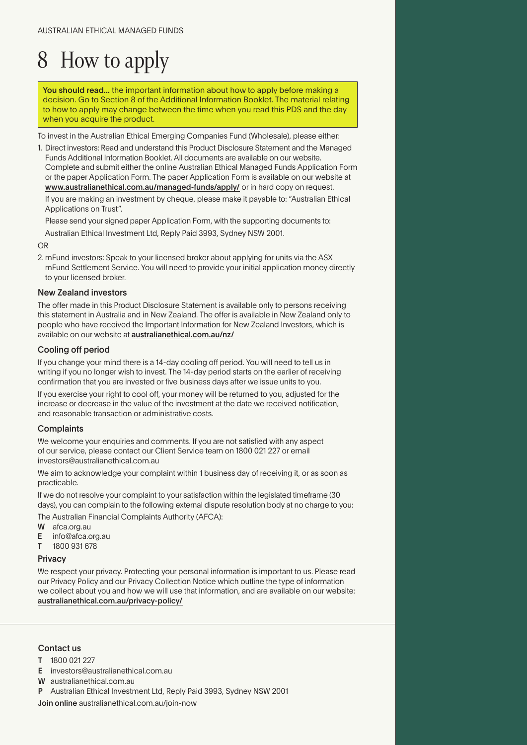# 8 How to apply

**You should read...** the important information about how to apply before making a decision. Go to Section 8 of the Additional Information Booklet. The material relating to how to apply may change between the time when you read this PDS and the day when you acquire the product.

To invest in the Australian Ethical Emerging Companies Fund (Wholesale), please either:

1. Direct investors: Read and understand this Product Disclosure Statement and the Managed Funds Additional Information Booklet. All documents are available on our website. Complete and submit either the online Australian Ethical Managed Funds Application Form or the paper Application Form. The paper Application Form is available on our website at **www.australianethical.com.au/managed-funds/apply/** or in hard copy on request.

   If you are making an investment by cheque, please make it payable to: "Australian Ethical Applications on Trust".

   Please send your signed paper Application Form, with the supporting documents to:

   Australian Ethical Investment Ltd, Reply Paid 3993, Sydney NSW 2001.

OR

2. mFund investors: Speak to your licensed broker about applying for units via the ASX mFund Settlement Service. You will need to provide your initial application money directly to your licensed broker.

### New Zealand investors

The offer made in this Product Disclosure Statement is available only to persons receiving this statement in Australia and in New Zealand. The offer is available in New Zealand only to people who have received the Important Information for New Zealand Investors, which is available on our website at **australianethical.com.au/nz/**

### Cooling off period

If you change your mind there is a 14-day cooling off period. You will need to tell us in writing if you no longer wish to invest. The 14-day period starts on the earlier of receiving confirmation that you are invested or five business days after we issue units to you.

If you exercise your right to cool off, your money will be returned to you, adjusted for the increase or decrease in the value of the investment at the date we received notification, and reasonable transaction or administrative costs.

### Complaints

We welcome your enquiries and comments. If you are not satisfied with any aspect of our service, please contact our Client Service team on 1800 021 227 or email investors@australianethical.com.au

We aim to acknowledge your complaint within 1 business day of receiving it, or as soon as practicable.

If we do not resolve your complaint to your satisfaction within the legislated timeframe (30 days), you can complain to the following external dispute resolution body at no charge to you:

The Australian Financial Complaints Authority (AFCA):

**W** afca.org.au
**E** info@afca.org.au
**T** 1800 931 678

### Privacy

We respect your privacy. Protecting your personal information is important to us. Please read our Privacy Policy and our Privacy Collection Notice which outline the type of information we collect about you and how we will use that information, and are available on our website: **australianethical.com.au/privacy-policy/**

### Contact us

**T** 1800 021 227
**E** investors@australianethical.com.au
**W** australianethical.com.au
**P** Australian Ethical Investment Ltd, Reply Paid 3993, Sydney NSW 2001

**Join online** australianethical.com.au/join-now